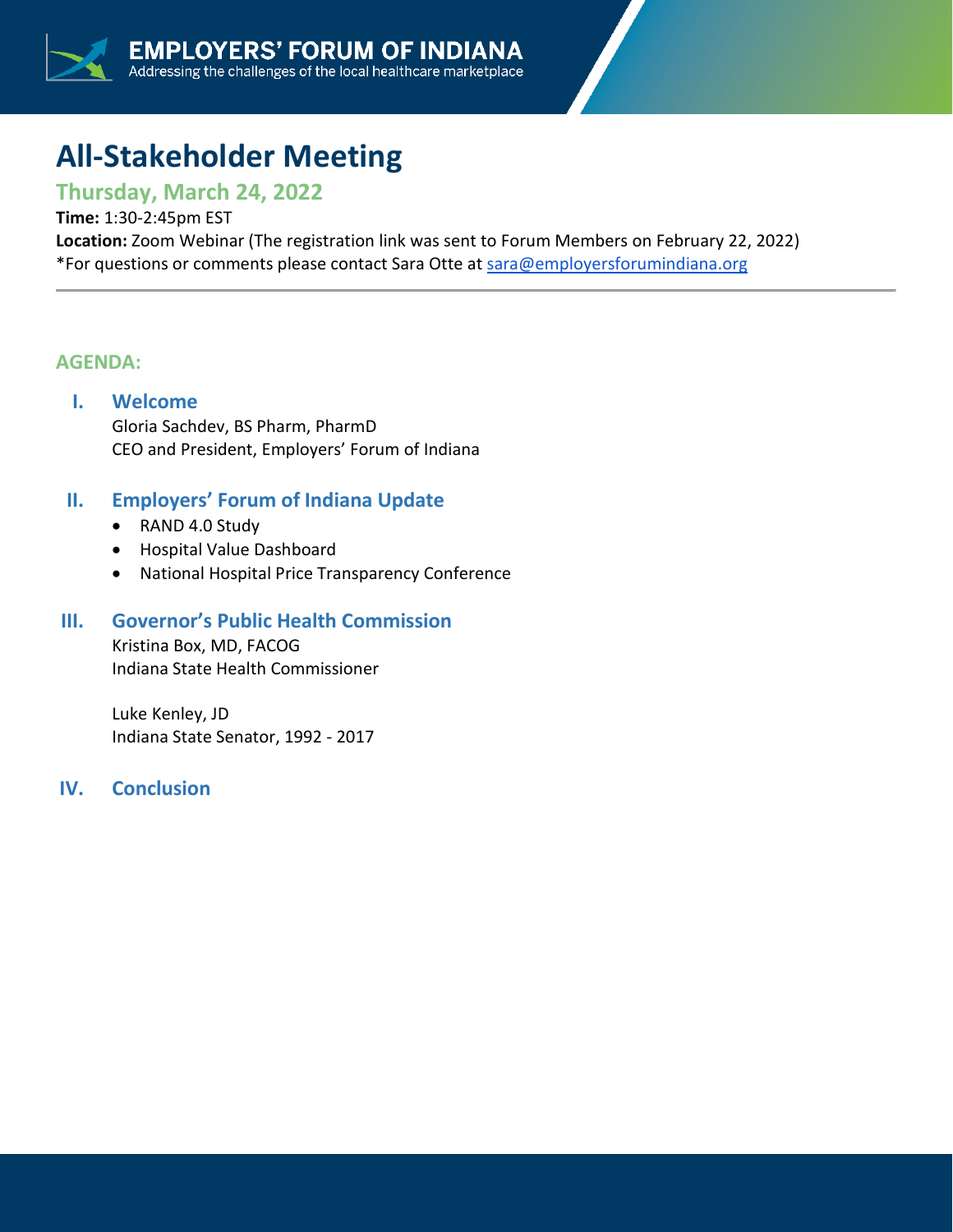**EMPLOYERS' FORUM OF INDIANA**
Addressing the challenges of the local healthcare marketplace

# All-Stakeholder Meeting

## Thursday, March 24, 2022

**Time:** 1:30-2:45pm EST
**Location:** Zoom Webinar (The registration link was sent to Forum Members on February 22, 2022)
*For questions or comments please contact Sara Otte at sara@employersforumindiana.org

---

### AGENDA:

#### I. Welcome

Gloria Sachdev, BS Pharm, PharmD
CEO and President, Employers' Forum of Indiana

#### II. Employers' Forum of Indiana Update

- RAND 4.0 Study
- Hospital Value Dashboard
- National Hospital Price Transparency Conference

#### III. Governor's Public Health Commission

Kristina Box, MD, FACOG
Indiana State Health Commissioner

Luke Kenley, JD
Indiana State Senator, 1992 - 2017

#### IV. Conclusion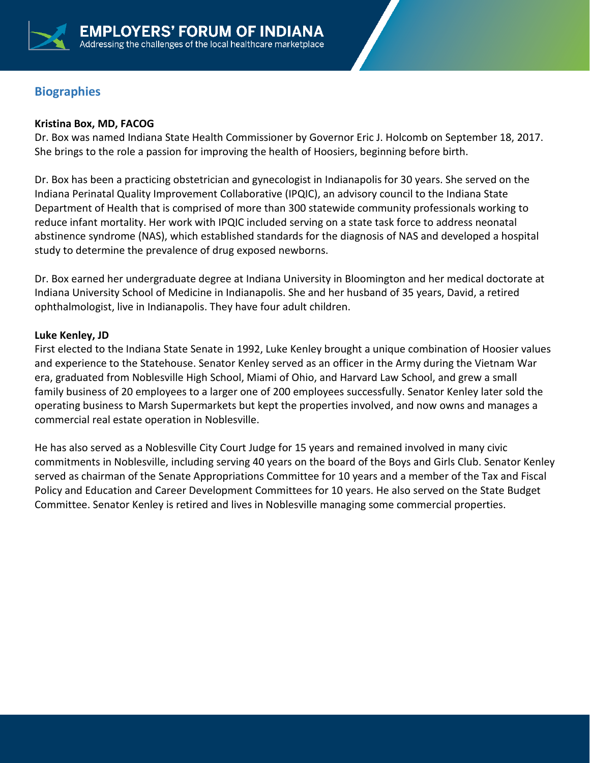## Biographies

**Kristina Box, MD, FACOG**

Dr. Box was named Indiana State Health Commissioner by Governor Eric J. Holcomb on September 18, 2017. She brings to the role a passion for improving the health of Hoosiers, beginning before birth.

Dr. Box has been a practicing obstetrician and gynecologist in Indianapolis for 30 years. She served on the Indiana Perinatal Quality Improvement Collaborative (IPQIC), an advisory council to the Indiana State Department of Health that is comprised of more than 300 statewide community professionals working to reduce infant mortality. Her work with IPQIC included serving on a state task force to address neonatal abstinence syndrome (NAS), which established standards for the diagnosis of NAS and developed a hospital study to determine the prevalence of drug exposed newborns.

Dr. Box earned her undergraduate degree at Indiana University in Bloomington and her medical doctorate at Indiana University School of Medicine in Indianapolis. She and her husband of 35 years, David, a retired ophthalmologist, live in Indianapolis. They have four adult children.

**Luke Kenley, JD**

First elected to the Indiana State Senate in 1992, Luke Kenley brought a unique combination of Hoosier values and experience to the Statehouse. Senator Kenley served as an officer in the Army during the Vietnam War era, graduated from Noblesville High School, Miami of Ohio, and Harvard Law School, and grew a small family business of 20 employees to a larger one of 200 employees successfully. Senator Kenley later sold the operating business to Marsh Supermarkets but kept the properties involved, and now owns and manages a commercial real estate operation in Noblesville.

He has also served as a Noblesville City Court Judge for 15 years and remained involved in many civic commitments in Noblesville, including serving 40 years on the board of the Boys and Girls Club. Senator Kenley served as chairman of the Senate Appropriations Committee for 10 years and a member of the Tax and Fiscal Policy and Education and Career Development Committees for 10 years. He also served on the State Budget Committee. Senator Kenley is retired and lives in Noblesville managing some commercial properties.